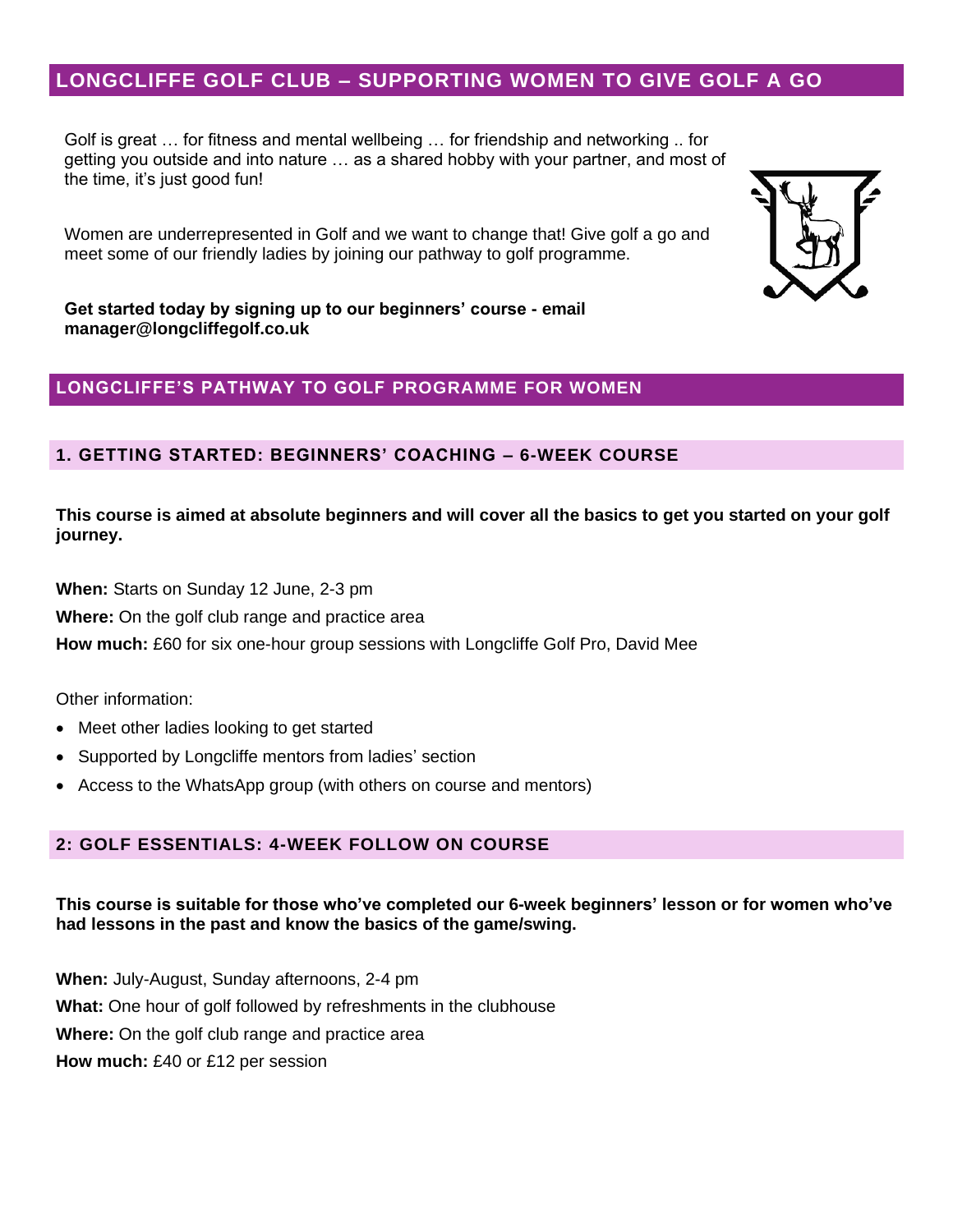# LONGCLIFFE GOLF CLUB – SUPPORTING WOMEN TO GIVE GOLF A GO

Golf is great … for fitness and mental wellbeing … for friendship and networking .. for getting you outside and into nature … as a shared hobby with your partner, and most of the time, it's just good fun!

Women are underrepresented in Golf and we want to change that! Give golf a go and meet some of our friendly ladies by joining our pathway to golf programme.

**Get started today by signing up to our beginners' course - email manager@longcliffegolf.co.uk**

## LONGCLIFFE'S PATHWAY TO GOLF PROGRAMME FOR WOMEN

### 1. GETTING STARTED: BEGINNERS' COACHING – 6-WEEK COURSE

**This course is aimed at absolute beginners and will cover all the basics to get you started on your golf journey.**

**When:** Starts on Sunday 12 June, 2-3 pm

**Where:** On the golf club range and practice area

**How much:** £60 for six one-hour group sessions with Longcliffe Golf Pro, David Mee

Other information:

- Meet other ladies looking to get started
- Supported by Longcliffe mentors from ladies' section
- Access to the WhatsApp group (with others on course and mentors)

### 2: GOLF ESSENTIALS: 4-WEEK FOLLOW ON COURSE

**This course is suitable for those who've completed our 6-week beginners' lesson or for women who've had lessons in the past and know the basics of the game/swing.**

**When:** July-August, Sunday afternoons, 2-4 pm

**What:** One hour of golf followed by refreshments in the clubhouse

**Where:** On the golf club range and practice area

**How much:** £40 or £12 per session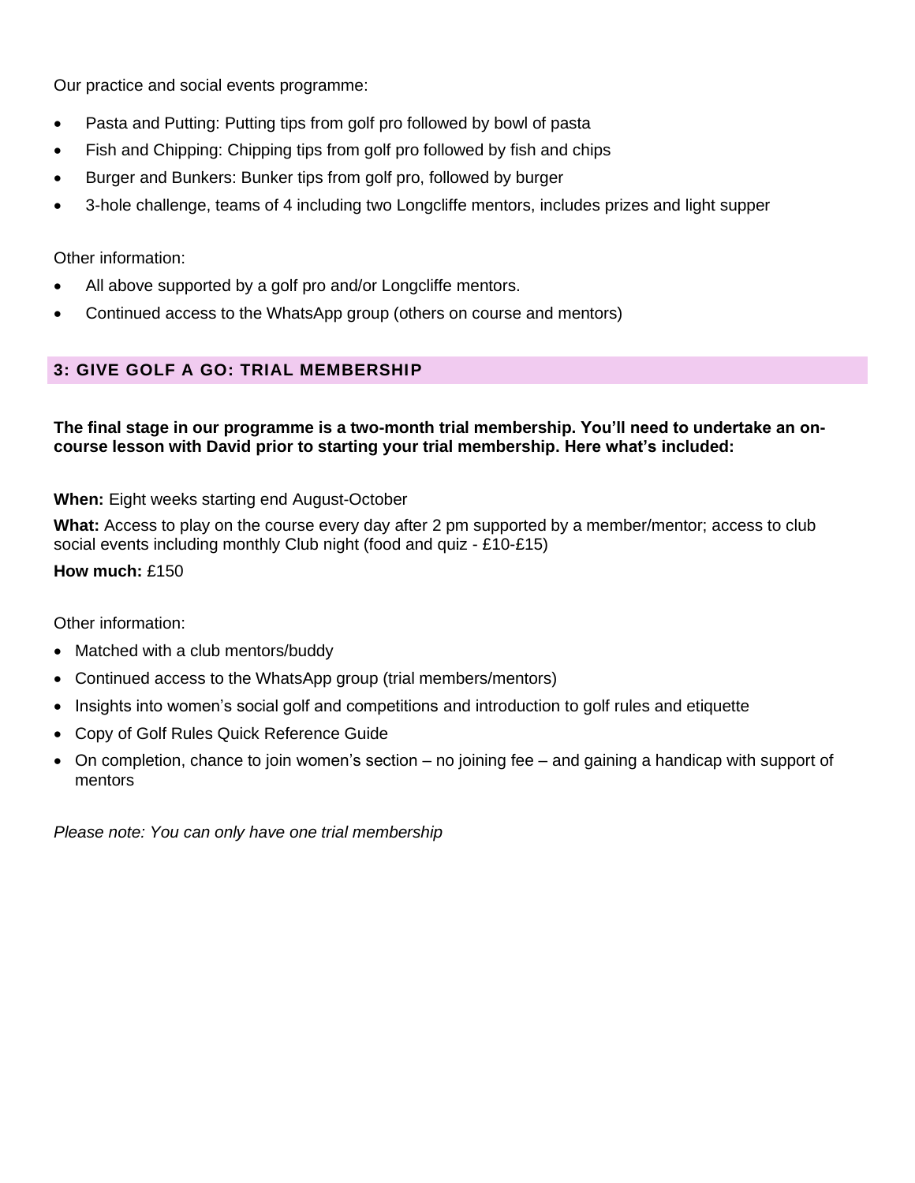Our practice and social events programme:

- Pasta and Putting: Putting tips from golf pro followed by bowl of pasta
- Fish and Chipping: Chipping tips from golf pro followed by fish and chips
- Burger and Bunkers: Bunker tips from golf pro, followed by burger
- 3-hole challenge, teams of 4 including two Longcliffe mentors, includes prizes and light supper

Other information:

- All above supported by a golf pro and/or Longcliffe mentors.
- Continued access to the WhatsApp group (others on course and mentors)

## 3: GIVE GOLF A GO: TRIAL MEMBERSHIP

**The final stage in our programme is a two-month trial membership. You'll need to undertake an on-course lesson with David prior to starting your trial membership. Here what's included:**

**When:** Eight weeks starting end August-October

**What:** Access to play on the course every day after 2 pm supported by a member/mentor; access to club social events including monthly Club night (food and quiz - £10-£15)

**How much:** £150

Other information:

- Matched with a club mentors/buddy
- Continued access to the WhatsApp group (trial members/mentors)
- Insights into women's social golf and competitions and introduction to golf rules and etiquette
- Copy of Golf Rules Quick Reference Guide
- On completion, chance to join women's section – no joining fee – and gaining a handicap with support of mentors

*Please note: You can only have one trial membership*